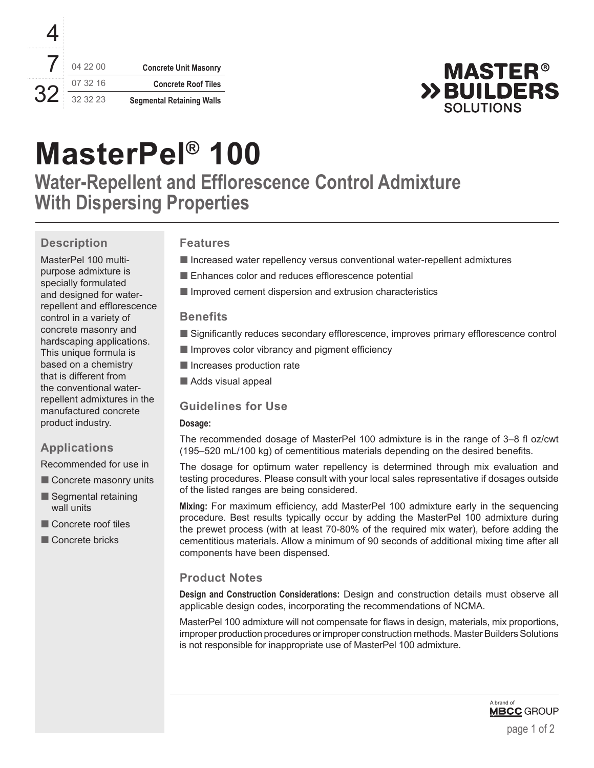| | | |
|---|---|---|
| 4 | | |
| 7 | 04 22 00 | **Concrete Unit Masonry** |
| | 07 32 16 | **Concrete Roof Tiles** |
| 32 | 32 32 23 | **Segmental Retaining Walls** |

MASTER® BUILDERS SOLUTIONS

# MasterPel® 100

## Water-Repellent and Efflorescence Control Admixture With Dispersing Properties

### Description

MasterPel 100 multi-purpose admixture is specially formulated and designed for water-repellent and efflorescence control in a variety of concrete masonry and hardscaping applications. This unique formula is based on a chemistry that is different from the conventional water-repellent admixtures in the manufactured concrete product industry.

### Applications

Recommended for use in

- Concrete masonry units
- Segmental retaining wall units
- Concrete roof tiles
- Concrete bricks

### Features

- Increased water repellency versus conventional water-repellent admixtures
- Enhances color and reduces efflorescence potential
- Improved cement dispersion and extrusion characteristics

### Benefits

- Significantly reduces secondary efflorescence, improves primary efflorescence control
- Improves color vibrancy and pigment efficiency
- Increases production rate
- Adds visual appeal

### Guidelines for Use

**Dosage:**

The recommended dosage of MasterPel 100 admixture is in the range of 3–8 fl oz/cwt (195–520 mL/100 kg) of cementitious materials depending on the desired benefits.

The dosage for optimum water repellency is determined through mix evaluation and testing procedures. Please consult with your local sales representative if dosages outside of the listed ranges are being considered.

**Mixing:** For maximum efficiency, add MasterPel 100 admixture early in the sequencing procedure. Best results typically occur by adding the MasterPel 100 admixture during the prewet process (with at least 70-80% of the required mix water), before adding the cementitious materials. Allow a minimum of 90 seconds of additional mixing time after all components have been dispensed.

### Product Notes

**Design and Construction Considerations:** Design and construction details must observe all applicable design codes, incorporating the recommendations of NCMA.

MasterPel 100 admixture will not compensate for flaws in design, materials, mix proportions, improper production procedures or improper construction methods. Master Builders Solutions is not responsible for inappropriate use of MasterPel 100 admixture.

A brand of MBCC GROUP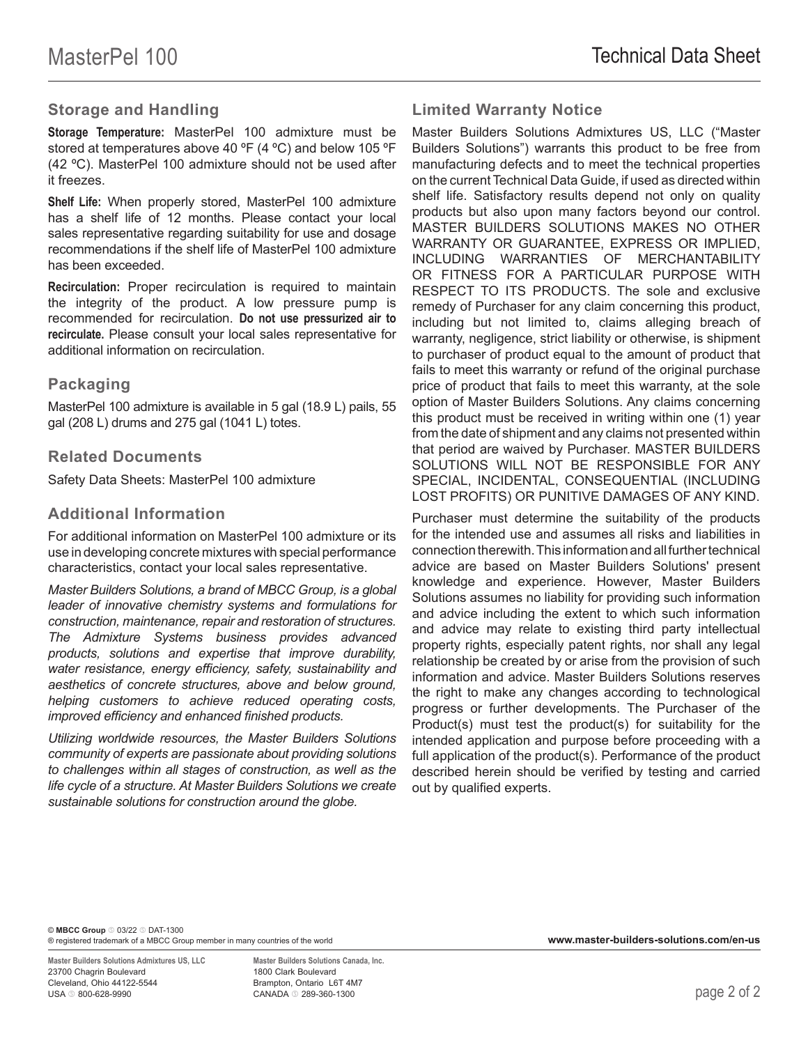## Storage and Handling

**Storage Temperature:** MasterPel 100 admixture must be stored at temperatures above 40 ºF (4 ºC) and below 105 ºF (42 ºC). MasterPel 100 admixture should not be used after it freezes.

**Shelf Life:** When properly stored, MasterPel 100 admixture has a shelf life of 12 months. Please contact your local sales representative regarding suitability for use and dosage recommendations if the shelf life of MasterPel 100 admixture has been exceeded.

**Recirculation:** Proper recirculation is required to maintain the integrity of the product. A low pressure pump is recommended for recirculation. **Do not use pressurized air to recirculate.** Please consult your local sales representative for additional information on recirculation.

## Packaging

MasterPel 100 admixture is available in 5 gal (18.9 L) pails, 55 gal (208 L) drums and 275 gal (1041 L) totes.

## Related Documents

Safety Data Sheets: MasterPel 100 admixture

## Additional Information

For additional information on MasterPel 100 admixture or its use in developing concrete mixtures with special performance characteristics, contact your local sales representative.

*Master Builders Solutions, a brand of MBCC Group, is a global leader of innovative chemistry systems and formulations for construction, maintenance, repair and restoration of structures. The Admixture Systems business provides advanced products, solutions and expertise that improve durability, water resistance, energy efficiency, safety, sustainability and aesthetics of concrete structures, above and below ground, helping customers to achieve reduced operating costs, improved efficiency and enhanced finished products.*

*Utilizing worldwide resources, the Master Builders Solutions community of experts are passionate about providing solutions to challenges within all stages of construction, as well as the life cycle of a structure. At Master Builders Solutions we create sustainable solutions for construction around the globe.*

## Limited Warranty Notice

Master Builders Solutions Admixtures US, LLC ("Master Builders Solutions") warrants this product to be free from manufacturing defects and to meet the technical properties on the current Technical Data Guide, if used as directed within shelf life. Satisfactory results depend not only on quality products but also upon many factors beyond our control. MASTER BUILDERS SOLUTIONS MAKES NO OTHER WARRANTY OR GUARANTEE, EXPRESS OR IMPLIED, INCLUDING WARRANTIES OF MERCHANTABILITY OR FITNESS FOR A PARTICULAR PURPOSE WITH RESPECT TO ITS PRODUCTS. The sole and exclusive remedy of Purchaser for any claim concerning this product, including but not limited to, claims alleging breach of warranty, negligence, strict liability or otherwise, is shipment to purchaser of product equal to the amount of product that fails to meet this warranty or refund of the original purchase price of product that fails to meet this warranty, at the sole option of Master Builders Solutions. Any claims concerning this product must be received in writing within one (1) year from the date of shipment and any claims not presented within that period are waived by Purchaser. MASTER BUILDERS SOLUTIONS WILL NOT BE RESPONSIBLE FOR ANY SPECIAL, INCIDENTAL, CONSEQUENTIAL (INCLUDING LOST PROFITS) OR PUNITIVE DAMAGES OF ANY KIND.

Purchaser must determine the suitability of the products for the intended use and assumes all risks and liabilities in connection therewith. This information and all further technical advice are based on Master Builders Solutions' present knowledge and experience. However, Master Builders Solutions assumes no liability for providing such information and advice including the extent to which such information and advice may relate to existing third party intellectual property rights, especially patent rights, nor shall any legal relationship be created by or arise from the provision of such information and advice. Master Builders Solutions reserves the right to make any changes according to technological progress or further developments. The Purchaser of the Product(s) must test the product(s) for suitability for the intended application and purpose before proceeding with a full application of the product(s). Performance of the product described herein should be verified by testing and carried out by qualified experts.

© **MBCC Group** ◦ 03/22 ◦ DAT-1300
® registered trademark of a MBCC Group member in many countries of the world

www.master-builders-solutions.com/en-us

**Master Builders Solutions Admixtures US, LLC**
23700 Chagrin Boulevard
Cleveland, Ohio 44122-5544
USA ◦ 800-628-9990

**Master Builders Solutions Canada, Inc.**
1800 Clark Boulevard
Brampton, Ontario L6T 4M7
CANADA ◦ 289-360-1300